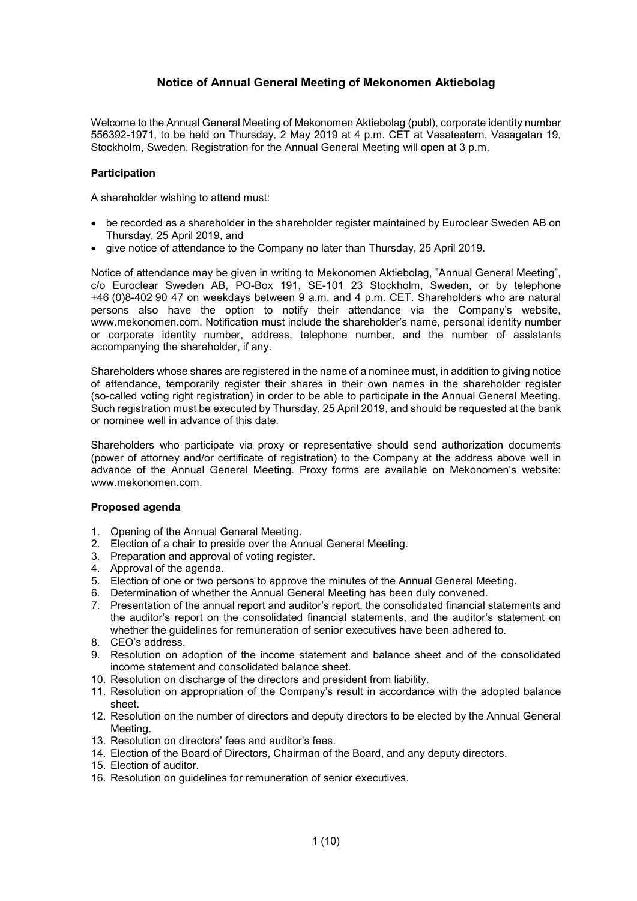# Notice of Annual General Meeting of Mekonomen Aktiebolag

Welcome to the Annual General Meeting of Mekonomen Aktiebolag (publ), corporate identity number 556392-1971, to be held on Thursday, 2 May 2019 at 4 p.m. CET at Vasateatern, Vasagatan 19, Stockholm, Sweden. Registration for the Annual General Meeting will open at 3 p.m.

### Participation

A shareholder wishing to attend must:

- be recorded as a shareholder in the shareholder register maintained by Euroclear Sweden AB on Thursday, 25 April 2019, and
- give notice of attendance to the Company no later than Thursday, 25 April 2019.

Notice of attendance may be given in writing to Mekonomen Aktiebolag, "Annual General Meeting", c/o Euroclear Sweden AB, PO-Box 191, SE-101 23 Stockholm, Sweden, or by telephone +46 (0)8-402 90 47 on weekdays between 9 a.m. and 4 p.m. CET. Shareholders who are natural persons also have the option to notify their attendance via the Company's website, www.mekonomen.com. Notification must include the shareholder's name, personal identity number or corporate identity number, address, telephone number, and the number of assistants accompanying the shareholder, if any.

Shareholders whose shares are registered in the name of a nominee must, in addition to giving notice of attendance, temporarily register their shares in their own names in the shareholder register (so-called voting right registration) in order to be able to participate in the Annual General Meeting. Such registration must be executed by Thursday, 25 April 2019, and should be requested at the bank or nominee well in advance of this date.

Shareholders who participate via proxy or representative should send authorization documents (power of attorney and/or certificate of registration) to the Company at the address above well in advance of the Annual General Meeting. Proxy forms are available on Mekonomen's website: www.mekonomen.com.

### Proposed agenda

1. Opening of the Annual General Meeting.
2. Election of a chair to preside over the Annual General Meeting.
3. Preparation and approval of voting register.
4. Approval of the agenda.
5. Election of one or two persons to approve the minutes of the Annual General Meeting.
6. Determination of whether the Annual General Meeting has been duly convened.
7. Presentation of the annual report and auditor's report, the consolidated financial statements and the auditor's report on the consolidated financial statements, and the auditor's statement on whether the guidelines for remuneration of senior executives have been adhered to.
8. CEO's address.
9. Resolution on adoption of the income statement and balance sheet and of the consolidated income statement and consolidated balance sheet.
10. Resolution on discharge of the directors and president from liability.
11. Resolution on appropriation of the Company's result in accordance with the adopted balance sheet.
12. Resolution on the number of directors and deputy directors to be elected by the Annual General Meeting.
13. Resolution on directors' fees and auditor's fees.
14. Election of the Board of Directors, Chairman of the Board, and any deputy directors.
15. Election of auditor.
16. Resolution on guidelines for remuneration of senior executives.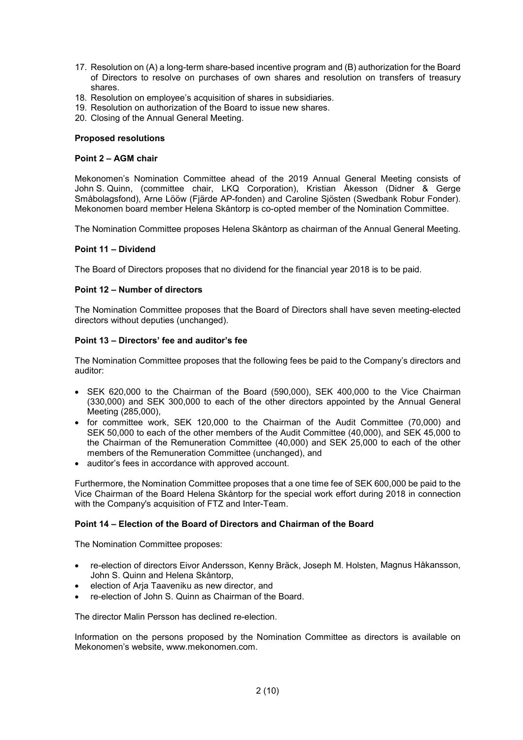17. Resolution on (A) a long-term share-based incentive program and (B) authorization for the Board of Directors to resolve on purchases of own shares and resolution on transfers of treasury shares.
18. Resolution on employee's acquisition of shares in subsidiaries.
19. Resolution on authorization of the Board to issue new shares.
20. Closing of the Annual General Meeting.

**Proposed resolutions**

**Point 2 – AGM chair**

Mekonomen's Nomination Committee ahead of the 2019 Annual General Meeting consists of John S. Quinn, (committee chair, LKQ Corporation), Kristian Åkesson (Didner & Gerge Småbolagsfond), Arne Lööw (Fjärde AP-fonden) and Caroline Sjösten (Swedbank Robur Fonder). Mekonomen board member Helena Skåntorp is co-opted member of the Nomination Committee.

The Nomination Committee proposes Helena Skåntorp as chairman of the Annual General Meeting.

**Point 11 – Dividend**

The Board of Directors proposes that no dividend for the financial year 2018 is to be paid.

**Point 12 – Number of directors**

The Nomination Committee proposes that the Board of Directors shall have seven meeting-elected directors without deputies (unchanged).

**Point 13 – Directors' fee and auditor's fee**

The Nomination Committee proposes that the following fees be paid to the Company's directors and auditor:

- SEK 620,000 to the Chairman of the Board (590,000), SEK 400,000 to the Vice Chairman (330,000) and SEK 300,000 to each of the other directors appointed by the Annual General Meeting (285,000),
- for committee work, SEK 120,000 to the Chairman of the Audit Committee (70,000) and SEK 50,000 to each of the other members of the Audit Committee (40,000), and SEK 45,000 to the Chairman of the Remuneration Committee (40,000) and SEK 25,000 to each of the other members of the Remuneration Committee (unchanged), and
- auditor's fees in accordance with approved account.

Furthermore, the Nomination Committee proposes that a one time fee of SEK 600,000 be paid to the Vice Chairman of the Board Helena Skåntorp for the special work effort during 2018 in connection with the Company's acquisition of FTZ and Inter-Team.

**Point 14 – Election of the Board of Directors and Chairman of the Board**

The Nomination Committee proposes:

- re-election of directors Eivor Andersson, Kenny Bräck, Joseph M. Holsten, Magnus Håkansson, John S. Quinn and Helena Skåntorp,
- election of Arja Taaveniku as new director, and
- re-election of John S. Quinn as Chairman of the Board.

The director Malin Persson has declined re-election.

Information on the persons proposed by the Nomination Committee as directors is available on Mekonomen's website, www.mekonomen.com.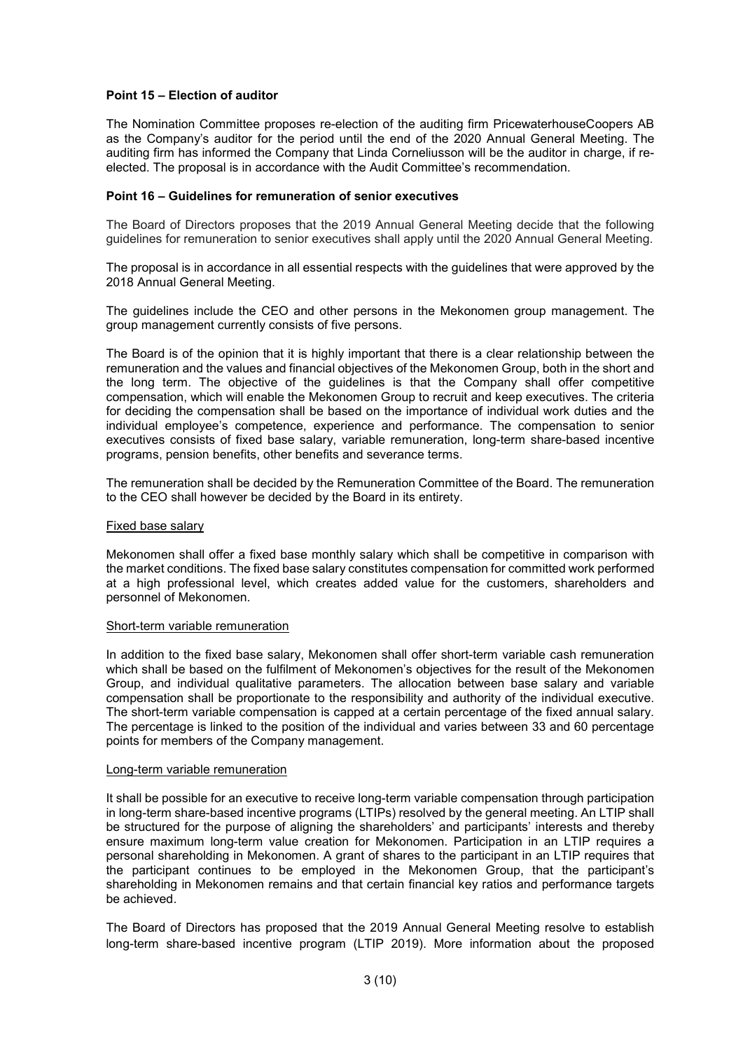**Point 15 – Election of auditor**

The Nomination Committee proposes re-election of the auditing firm PricewaterhouseCoopers AB as the Company's auditor for the period until the end of the 2020 Annual General Meeting. The auditing firm has informed the Company that Linda Corneliusson will be the auditor in charge, if re-elected. The proposal is in accordance with the Audit Committee's recommendation.

**Point 16 – Guidelines for remuneration of senior executives**

The Board of Directors proposes that the 2019 Annual General Meeting decide that the following guidelines for remuneration to senior executives shall apply until the 2020 Annual General Meeting.

The proposal is in accordance in all essential respects with the guidelines that were approved by the 2018 Annual General Meeting.

The guidelines include the CEO and other persons in the Mekonomen group management. The group management currently consists of five persons.

The Board is of the opinion that it is highly important that there is a clear relationship between the remuneration and the values and financial objectives of the Mekonomen Group, both in the short and the long term. The objective of the guidelines is that the Company shall offer competitive compensation, which will enable the Mekonomen Group to recruit and keep executives. The criteria for deciding the compensation shall be based on the importance of individual work duties and the individual employee's competence, experience and performance. The compensation to senior executives consists of fixed base salary, variable remuneration, long-term share-based incentive programs, pension benefits, other benefits and severance terms.

The remuneration shall be decided by the Remuneration Committee of the Board. The remuneration to the CEO shall however be decided by the Board in its entirety.

Fixed base salary

Mekonomen shall offer a fixed base monthly salary which shall be competitive in comparison with the market conditions. The fixed base salary constitutes compensation for committed work performed at a high professional level, which creates added value for the customers, shareholders and personnel of Mekonomen.

Short-term variable remuneration

In addition to the fixed base salary, Mekonomen shall offer short-term variable cash remuneration which shall be based on the fulfilment of Mekonomen's objectives for the result of the Mekonomen Group, and individual qualitative parameters. The allocation between base salary and variable compensation shall be proportionate to the responsibility and authority of the individual executive. The short-term variable compensation is capped at a certain percentage of the fixed annual salary. The percentage is linked to the position of the individual and varies between 33 and 60 percentage points for members of the Company management.

Long-term variable remuneration

It shall be possible for an executive to receive long-term variable compensation through participation in long-term share-based incentive programs (LTIPs) resolved by the general meeting. An LTIP shall be structured for the purpose of aligning the shareholders' and participants' interests and thereby ensure maximum long-term value creation for Mekonomen. Participation in an LTIP requires a personal shareholding in Mekonomen. A grant of shares to the participant in an LTIP requires that the participant continues to be employed in the Mekonomen Group, that the participant's shareholding in Mekonomen remains and that certain financial key ratios and performance targets be achieved.

The Board of Directors has proposed that the 2019 Annual General Meeting resolve to establish long-term share-based incentive program (LTIP 2019). More information about the proposed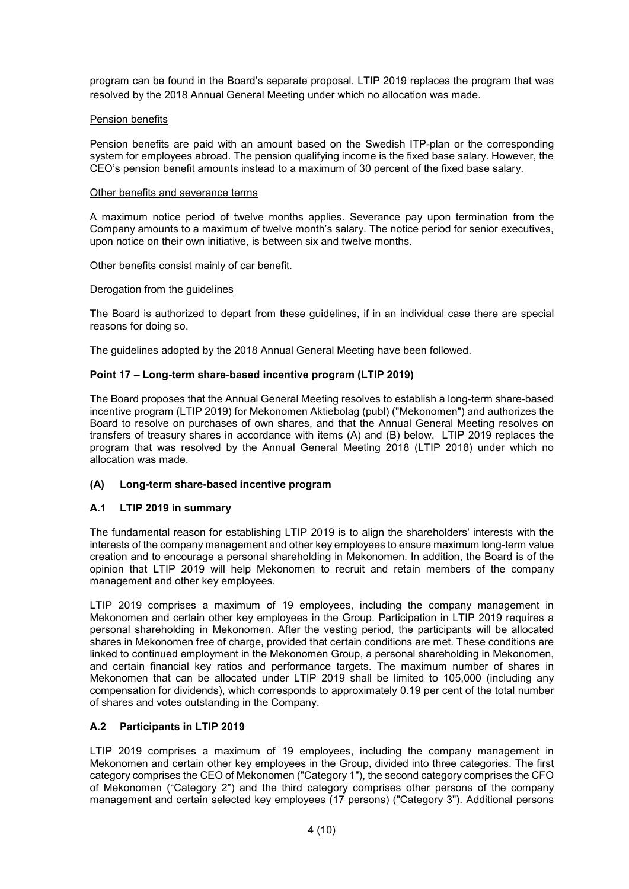program can be found in the Board's separate proposal. LTIP 2019 replaces the program that was resolved by the 2018 Annual General Meeting under which no allocation was made.

Pension benefits

Pension benefits are paid with an amount based on the Swedish ITP-plan or the corresponding system for employees abroad. The pension qualifying income is the fixed base salary. However, the CEO's pension benefit amounts instead to a maximum of 30 percent of the fixed base salary.

Other benefits and severance terms

A maximum notice period of twelve months applies. Severance pay upon termination from the Company amounts to a maximum of twelve month's salary. The notice period for senior executives, upon notice on their own initiative, is between six and twelve months.

Other benefits consist mainly of car benefit.

Derogation from the guidelines

The Board is authorized to depart from these guidelines, if in an individual case there are special reasons for doing so.

The guidelines adopted by the 2018 Annual General Meeting have been followed.

**Point 17 – Long-term share-based incentive program (LTIP 2019)**

The Board proposes that the Annual General Meeting resolves to establish a long-term share-based incentive program (LTIP 2019) for Mekonomen Aktiebolag (publ) ("Mekonomen") and authorizes the Board to resolve on purchases of own shares, and that the Annual General Meeting resolves on transfers of treasury shares in accordance with items (A) and (B) below. LTIP 2019 replaces the program that was resolved by the Annual General Meeting 2018 (LTIP 2018) under which no allocation was made.

**(A) Long-term share-based incentive program**

**A.1 LTIP 2019 in summary**

The fundamental reason for establishing LTIP 2019 is to align the shareholders' interests with the interests of the company management and other key employees to ensure maximum long-term value creation and to encourage a personal shareholding in Mekonomen. In addition, the Board is of the opinion that LTIP 2019 will help Mekonomen to recruit and retain members of the company management and other key employees.

LTIP 2019 comprises a maximum of 19 employees, including the company management in Mekonomen and certain other key employees in the Group. Participation in LTIP 2019 requires a personal shareholding in Mekonomen. After the vesting period, the participants will be allocated shares in Mekonomen free of charge, provided that certain conditions are met. These conditions are linked to continued employment in the Mekonomen Group, a personal shareholding in Mekonomen, and certain financial key ratios and performance targets. The maximum number of shares in Mekonomen that can be allocated under LTIP 2019 shall be limited to 105,000 (including any compensation for dividends), which corresponds to approximately 0.19 per cent of the total number of shares and votes outstanding in the Company.

**A.2 Participants in LTIP 2019**

LTIP 2019 comprises a maximum of 19 employees, including the company management in Mekonomen and certain other key employees in the Group, divided into three categories. The first category comprises the CEO of Mekonomen ("Category 1"), the second category comprises the CFO of Mekonomen ("Category 2") and the third category comprises other persons of the company management and certain selected key employees (17 persons) ("Category 3"). Additional persons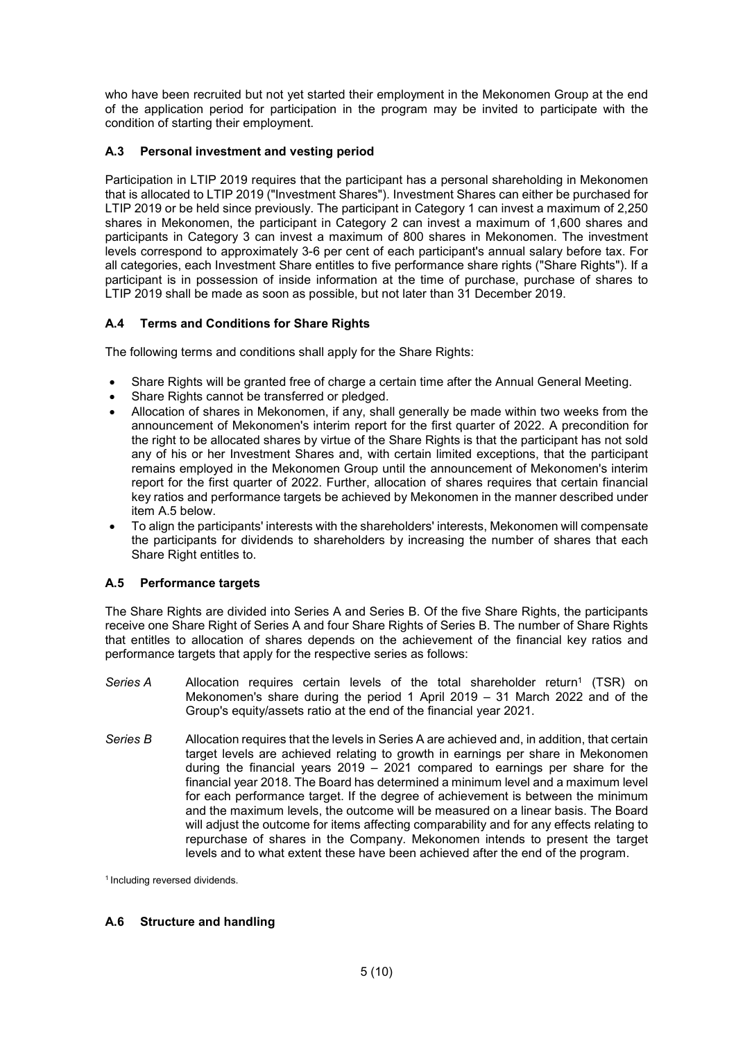who have been recruited but not yet started their employment in the Mekonomen Group at the end of the application period for participation in the program may be invited to participate with the condition of starting their employment.

### A.3 Personal investment and vesting period

Participation in LTIP 2019 requires that the participant has a personal shareholding in Mekonomen that is allocated to LTIP 2019 ("Investment Shares"). Investment Shares can either be purchased for LTIP 2019 or be held since previously. The participant in Category 1 can invest a maximum of 2,250 shares in Mekonomen, the participant in Category 2 can invest a maximum of 1,600 shares and participants in Category 3 can invest a maximum of 800 shares in Mekonomen. The investment levels correspond to approximately 3-6 per cent of each participant's annual salary before tax. For all categories, each Investment Share entitles to five performance share rights ("Share Rights"). If a participant is in possession of inside information at the time of purchase, purchase of shares to LTIP 2019 shall be made as soon as possible, but not later than 31 December 2019.

### A.4 Terms and Conditions for Share Rights

The following terms and conditions shall apply for the Share Rights:

- Share Rights will be granted free of charge a certain time after the Annual General Meeting.
- Share Rights cannot be transferred or pledged.
- Allocation of shares in Mekonomen, if any, shall generally be made within two weeks from the announcement of Mekonomen's interim report for the first quarter of 2022. A precondition for the right to be allocated shares by virtue of the Share Rights is that the participant has not sold any of his or her Investment Shares and, with certain limited exceptions, that the participant remains employed in the Mekonomen Group until the announcement of Mekonomen's interim report for the first quarter of 2022. Further, allocation of shares requires that certain financial key ratios and performance targets be achieved by Mekonomen in the manner described under item A.5 below.
- To align the participants' interests with the shareholders' interests, Mekonomen will compensate the participants for dividends to shareholders by increasing the number of shares that each Share Right entitles to.

### A.5 Performance targets

The Share Rights are divided into Series A and Series B. Of the five Share Rights, the participants receive one Share Right of Series A and four Share Rights of Series B. The number of Share Rights that entitles to allocation of shares depends on the achievement of the financial key ratios and performance targets that apply for the respective series as follows:

*Series A* — Allocation requires certain levels of the total shareholder return[1] (TSR) on Mekonomen's share during the period 1 April 2019 – 31 March 2022 and of the Group's equity/assets ratio at the end of the financial year 2021.

*Series B* — Allocation requires that the levels in Series A are achieved and, in addition, that certain target levels are achieved relating to growth in earnings per share in Mekonomen during the financial years 2019 – 2021 compared to earnings per share for the financial year 2018. The Board has determined a minimum level and a maximum level for each performance target. If the degree of achievement is between the minimum and the maximum levels, the outcome will be measured on a linear basis. The Board will adjust the outcome for items affecting comparability and for any effects relating to repurchase of shares in the Company. Mekonomen intends to present the target levels and to what extent these have been achieved after the end of the program.

[1] Including reversed dividends.

### A.6 Structure and handling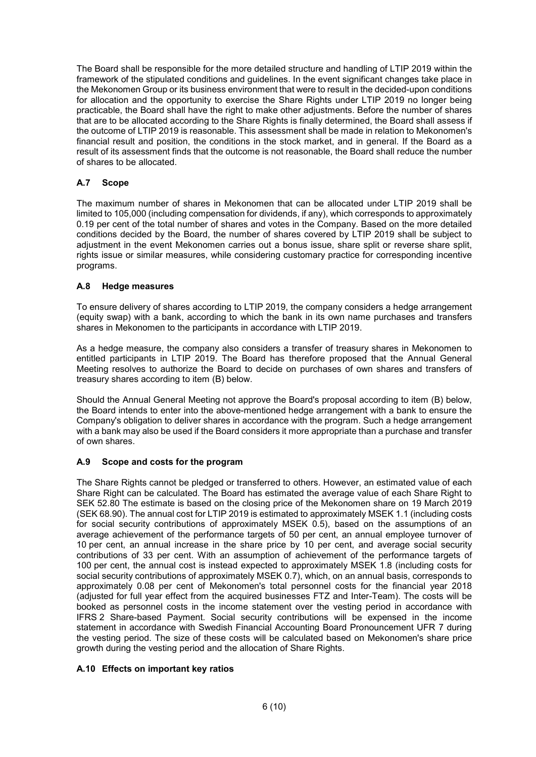The Board shall be responsible for the more detailed structure and handling of LTIP 2019 within the framework of the stipulated conditions and guidelines. In the event significant changes take place in the Mekonomen Group or its business environment that were to result in the decided-upon conditions for allocation and the opportunity to exercise the Share Rights under LTIP 2019 no longer being practicable, the Board shall have the right to make other adjustments. Before the number of shares that are to be allocated according to the Share Rights is finally determined, the Board shall assess if the outcome of LTIP 2019 is reasonable. This assessment shall be made in relation to Mekonomen's financial result and position, the conditions in the stock market, and in general. If the Board as a result of its assessment finds that the outcome is not reasonable, the Board shall reduce the number of shares to be allocated.

### A.7 Scope

The maximum number of shares in Mekonomen that can be allocated under LTIP 2019 shall be limited to 105,000 (including compensation for dividends, if any), which corresponds to approximately 0.19 per cent of the total number of shares and votes in the Company. Based on the more detailed conditions decided by the Board, the number of shares covered by LTIP 2019 shall be subject to adjustment in the event Mekonomen carries out a bonus issue, share split or reverse share split, rights issue or similar measures, while considering customary practice for corresponding incentive programs.

### A.8 Hedge measures

To ensure delivery of shares according to LTIP 2019, the company considers a hedge arrangement (equity swap) with a bank, according to which the bank in its own name purchases and transfers shares in Mekonomen to the participants in accordance with LTIP 2019.

As a hedge measure, the company also considers a transfer of treasury shares in Mekonomen to entitled participants in LTIP 2019. The Board has therefore proposed that the Annual General Meeting resolves to authorize the Board to decide on purchases of own shares and transfers of treasury shares according to item (B) below.

Should the Annual General Meeting not approve the Board's proposal according to item (B) below, the Board intends to enter into the above-mentioned hedge arrangement with a bank to ensure the Company's obligation to deliver shares in accordance with the program. Such a hedge arrangement with a bank may also be used if the Board considers it more appropriate than a purchase and transfer of own shares.

### A.9 Scope and costs for the program

The Share Rights cannot be pledged or transferred to others. However, an estimated value of each Share Right can be calculated. The Board has estimated the average value of each Share Right to SEK 52.80 The estimate is based on the closing price of the Mekonomen share on 19 March 2019 (SEK 68.90). The annual cost for LTIP 2019 is estimated to approximately MSEK 1.1 (including costs for social security contributions of approximately MSEK 0.5), based on the assumptions of an average achievement of the performance targets of 50 per cent, an annual employee turnover of 10 per cent, an annual increase in the share price by 10 per cent, and average social security contributions of 33 per cent. With an assumption of achievement of the performance targets of 100 per cent, the annual cost is instead expected to approximately MSEK 1.8 (including costs for social security contributions of approximately MSEK 0.7), which, on an annual basis, corresponds to approximately 0.08 per cent of Mekonomen's total personnel costs for the financial year 2018 (adjusted for full year effect from the acquired businesses FTZ and Inter-Team). The costs will be booked as personnel costs in the income statement over the vesting period in accordance with IFRS 2 Share-based Payment. Social security contributions will be expensed in the income statement in accordance with Swedish Financial Accounting Board Pronouncement UFR 7 during the vesting period. The size of these costs will be calculated based on Mekonomen's share price growth during the vesting period and the allocation of Share Rights.

### A.10 Effects on important key ratios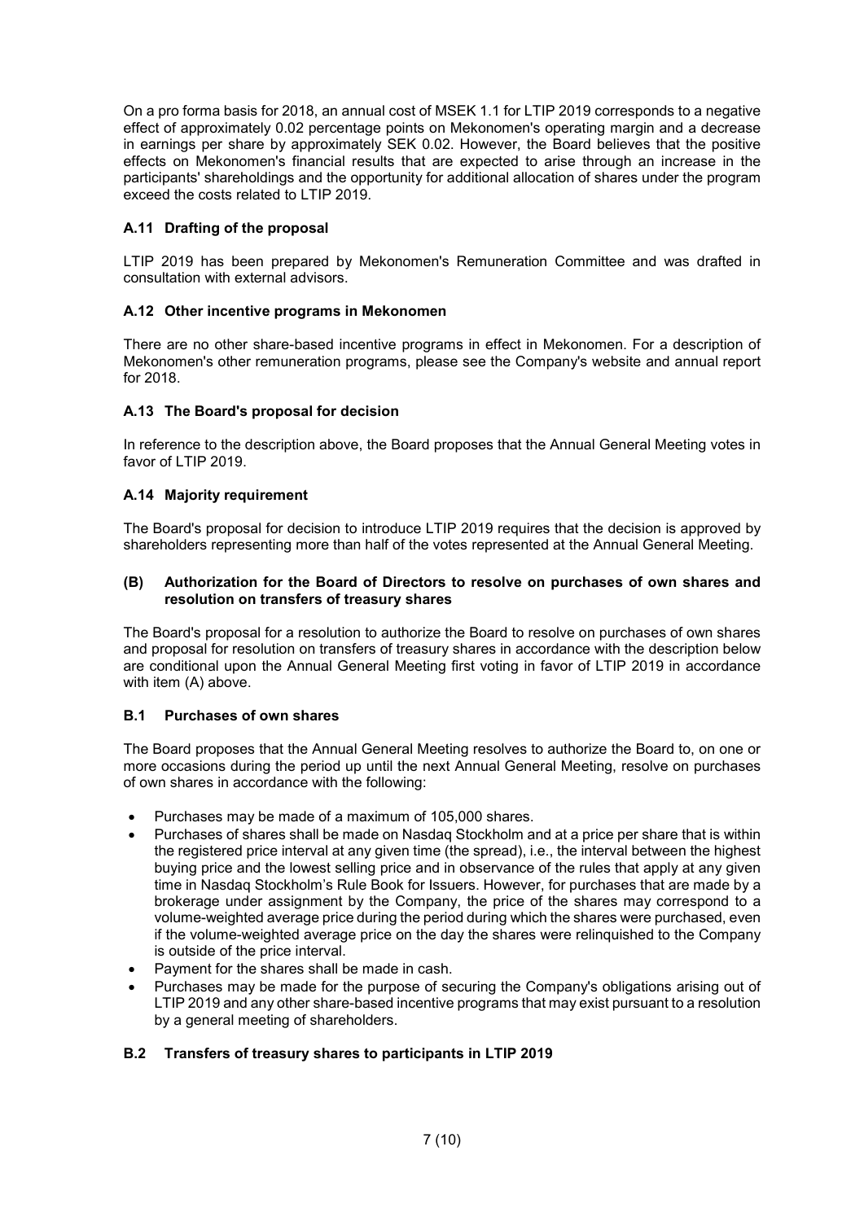On a pro forma basis for 2018, an annual cost of MSEK 1.1 for LTIP 2019 corresponds to a negative effect of approximately 0.02 percentage points on Mekonomen's operating margin and a decrease in earnings per share by approximately SEK 0.02. However, the Board believes that the positive effects on Mekonomen's financial results that are expected to arise through an increase in the participants' shareholdings and the opportunity for additional allocation of shares under the program exceed the costs related to LTIP 2019.

### A.11 Drafting of the proposal

LTIP 2019 has been prepared by Mekonomen's Remuneration Committee and was drafted in consultation with external advisors.

### A.12 Other incentive programs in Mekonomen

There are no other share-based incentive programs in effect in Mekonomen. For a description of Mekonomen's other remuneration programs, please see the Company's website and annual report for 2018.

### A.13 The Board's proposal for decision

In reference to the description above, the Board proposes that the Annual General Meeting votes in favor of LTIP 2019.

### A.14 Majority requirement

The Board's proposal for decision to introduce LTIP 2019 requires that the decision is approved by shareholders representing more than half of the votes represented at the Annual General Meeting.

## (B) Authorization for the Board of Directors to resolve on purchases of own shares and resolution on transfers of treasury shares

The Board's proposal for a resolution to authorize the Board to resolve on purchases of own shares and proposal for resolution on transfers of treasury shares in accordance with the description below are conditional upon the Annual General Meeting first voting in favor of LTIP 2019 in accordance with item (A) above.

### B.1 Purchases of own shares

The Board proposes that the Annual General Meeting resolves to authorize the Board to, on one or more occasions during the period up until the next Annual General Meeting, resolve on purchases of own shares in accordance with the following:

- Purchases may be made of a maximum of 105,000 shares.
- Purchases of shares shall be made on Nasdaq Stockholm and at a price per share that is within the registered price interval at any given time (the spread), i.e., the interval between the highest buying price and the lowest selling price and in observance of the rules that apply at any given time in Nasdaq Stockholm's Rule Book for Issuers. However, for purchases that are made by a brokerage under assignment by the Company, the price of the shares may correspond to a volume-weighted average price during the period during which the shares were purchased, even if the volume-weighted average price on the day the shares were relinquished to the Company is outside of the price interval.
- Payment for the shares shall be made in cash.
- Purchases may be made for the purpose of securing the Company's obligations arising out of LTIP 2019 and any other share-based incentive programs that may exist pursuant to a resolution by a general meeting of shareholders.

### B.2 Transfers of treasury shares to participants in LTIP 2019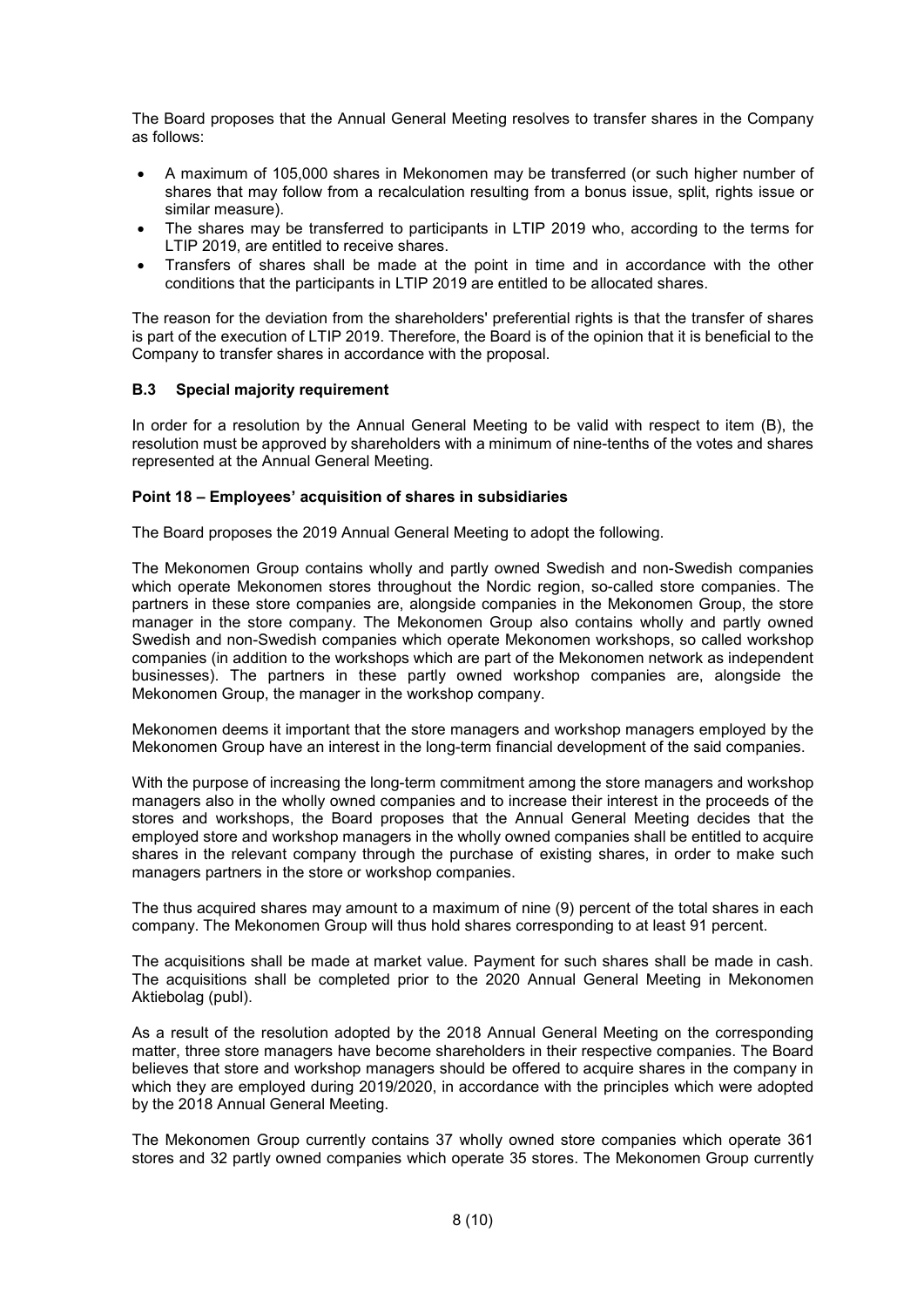The Board proposes that the Annual General Meeting resolves to transfer shares in the Company as follows:

- A maximum of 105,000 shares in Mekonomen may be transferred (or such higher number of shares that may follow from a recalculation resulting from a bonus issue, split, rights issue or similar measure).
- The shares may be transferred to participants in LTIP 2019 who, according to the terms for LTIP 2019, are entitled to receive shares.
- Transfers of shares shall be made at the point in time and in accordance with the other conditions that the participants in LTIP 2019 are entitled to be allocated shares.

The reason for the deviation from the shareholders' preferential rights is that the transfer of shares is part of the execution of LTIP 2019. Therefore, the Board is of the opinion that it is beneficial to the Company to transfer shares in accordance with the proposal.

### B.3 Special majority requirement

In order for a resolution by the Annual General Meeting to be valid with respect to item (B), the resolution must be approved by shareholders with a minimum of nine-tenths of the votes and shares represented at the Annual General Meeting.

### Point 18 – Employees' acquisition of shares in subsidiaries

The Board proposes the 2019 Annual General Meeting to adopt the following.

The Mekonomen Group contains wholly and partly owned Swedish and non-Swedish companies which operate Mekonomen stores throughout the Nordic region, so-called store companies. The partners in these store companies are, alongside companies in the Mekonomen Group, the store manager in the store company. The Mekonomen Group also contains wholly and partly owned Swedish and non-Swedish companies which operate Mekonomen workshops, so called workshop companies (in addition to the workshops which are part of the Mekonomen network as independent businesses). The partners in these partly owned workshop companies are, alongside the Mekonomen Group, the manager in the workshop company.

Mekonomen deems it important that the store managers and workshop managers employed by the Mekonomen Group have an interest in the long-term financial development of the said companies.

With the purpose of increasing the long-term commitment among the store managers and workshop managers also in the wholly owned companies and to increase their interest in the proceeds of the stores and workshops, the Board proposes that the Annual General Meeting decides that the employed store and workshop managers in the wholly owned companies shall be entitled to acquire shares in the relevant company through the purchase of existing shares, in order to make such managers partners in the store or workshop companies.

The thus acquired shares may amount to a maximum of nine (9) percent of the total shares in each company. The Mekonomen Group will thus hold shares corresponding to at least 91 percent.

The acquisitions shall be made at market value. Payment for such shares shall be made in cash. The acquisitions shall be completed prior to the 2020 Annual General Meeting in Mekonomen Aktiebolag (publ).

As a result of the resolution adopted by the 2018 Annual General Meeting on the corresponding matter, three store managers have become shareholders in their respective companies. The Board believes that store and workshop managers should be offered to acquire shares in the company in which they are employed during 2019/2020, in accordance with the principles which were adopted by the 2018 Annual General Meeting.

The Mekonomen Group currently contains 37 wholly owned store companies which operate 361 stores and 32 partly owned companies which operate 35 stores. The Mekonomen Group currently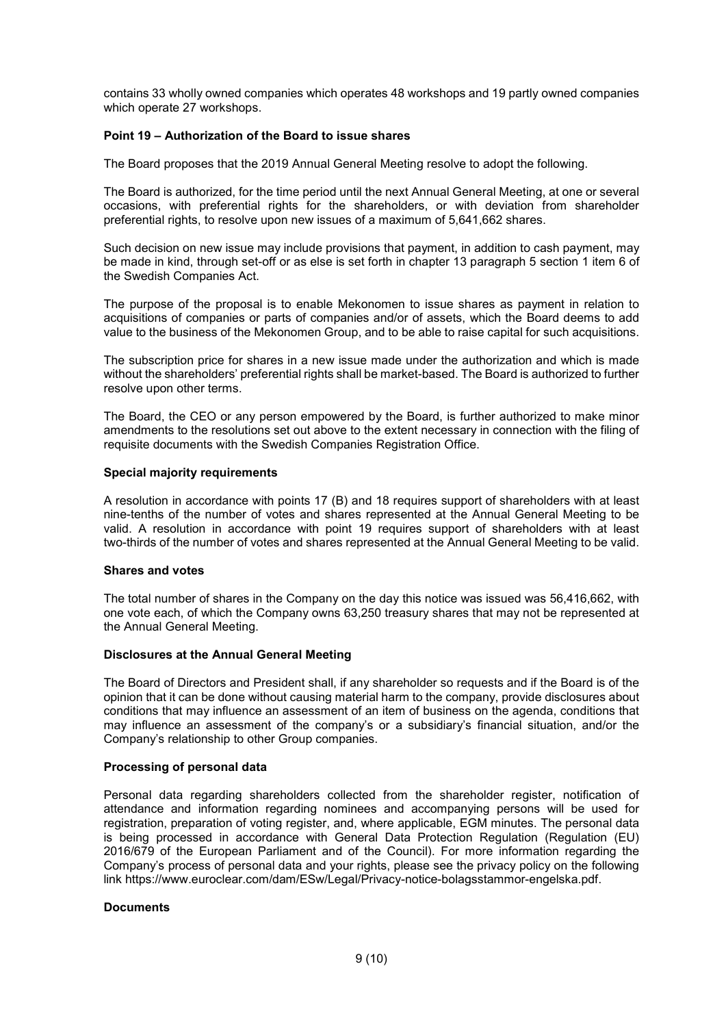contains 33 wholly owned companies which operates 48 workshops and 19 partly owned companies which operate 27 workshops.

**Point 19 – Authorization of the Board to issue shares**

The Board proposes that the 2019 Annual General Meeting resolve to adopt the following.

The Board is authorized, for the time period until the next Annual General Meeting, at one or several occasions, with preferential rights for the shareholders, or with deviation from shareholder preferential rights, to resolve upon new issues of a maximum of 5,641,662 shares.

Such decision on new issue may include provisions that payment, in addition to cash payment, may be made in kind, through set-off or as else is set forth in chapter 13 paragraph 5 section 1 item 6 of the Swedish Companies Act.

The purpose of the proposal is to enable Mekonomen to issue shares as payment in relation to acquisitions of companies or parts of companies and/or of assets, which the Board deems to add value to the business of the Mekonomen Group, and to be able to raise capital for such acquisitions.

The subscription price for shares in a new issue made under the authorization and which is made without the shareholders' preferential rights shall be market-based. The Board is authorized to further resolve upon other terms.

The Board, the CEO or any person empowered by the Board, is further authorized to make minor amendments to the resolutions set out above to the extent necessary in connection with the filing of requisite documents with the Swedish Companies Registration Office.

**Special majority requirements**

A resolution in accordance with points 17 (B) and 18 requires support of shareholders with at least nine-tenths of the number of votes and shares represented at the Annual General Meeting to be valid. A resolution in accordance with point 19 requires support of shareholders with at least two-thirds of the number of votes and shares represented at the Annual General Meeting to be valid.

**Shares and votes**

The total number of shares in the Company on the day this notice was issued was 56,416,662, with one vote each, of which the Company owns 63,250 treasury shares that may not be represented at the Annual General Meeting.

**Disclosures at the Annual General Meeting**

The Board of Directors and President shall, if any shareholder so requests and if the Board is of the opinion that it can be done without causing material harm to the company, provide disclosures about conditions that may influence an assessment of an item of business on the agenda, conditions that may influence an assessment of the company's or a subsidiary's financial situation, and/or the Company's relationship to other Group companies.

**Processing of personal data**

Personal data regarding shareholders collected from the shareholder register, notification of attendance and information regarding nominees and accompanying persons will be used for registration, preparation of voting register, and, where applicable, EGM minutes. The personal data is being processed in accordance with General Data Protection Regulation (Regulation (EU) 2016/679 of the European Parliament and of the Council). For more information regarding the Company's process of personal data and your rights, please see the privacy policy on the following link https://www.euroclear.com/dam/ESw/Legal/Privacy-notice-bolagsstammor-engelska.pdf.

**Documents**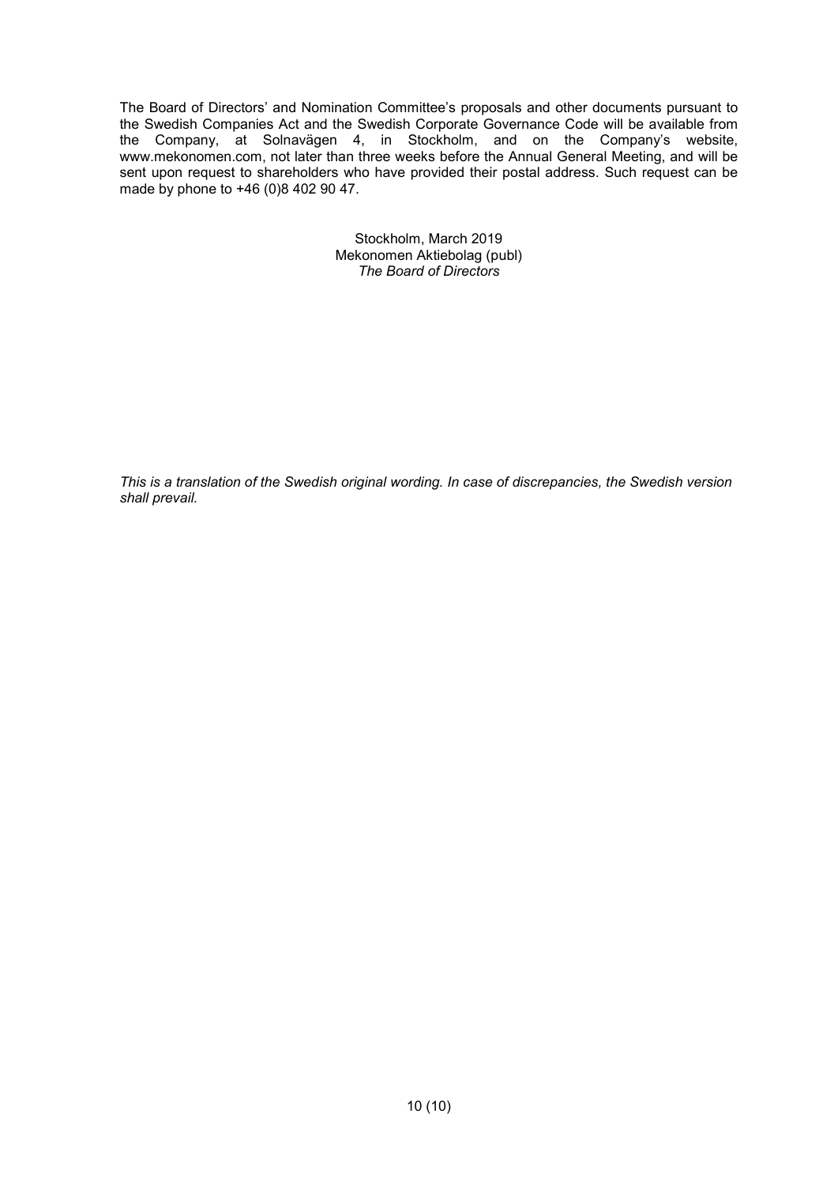The Board of Directors' and Nomination Committee's proposals and other documents pursuant to the Swedish Companies Act and the Swedish Corporate Governance Code will be available from the Company, at Solnavägen 4, in Stockholm, and on the Company's website, www.mekonomen.com, not later than three weeks before the Annual General Meeting, and will be sent upon request to shareholders who have provided their postal address. Such request can be made by phone to +46 (0)8 402 90 47.

Stockholm, March 2019
Mekonomen Aktiebolag (publ)
*The Board of Directors*

*This is a translation of the Swedish original wording. In case of discrepancies, the Swedish version shall prevail.*